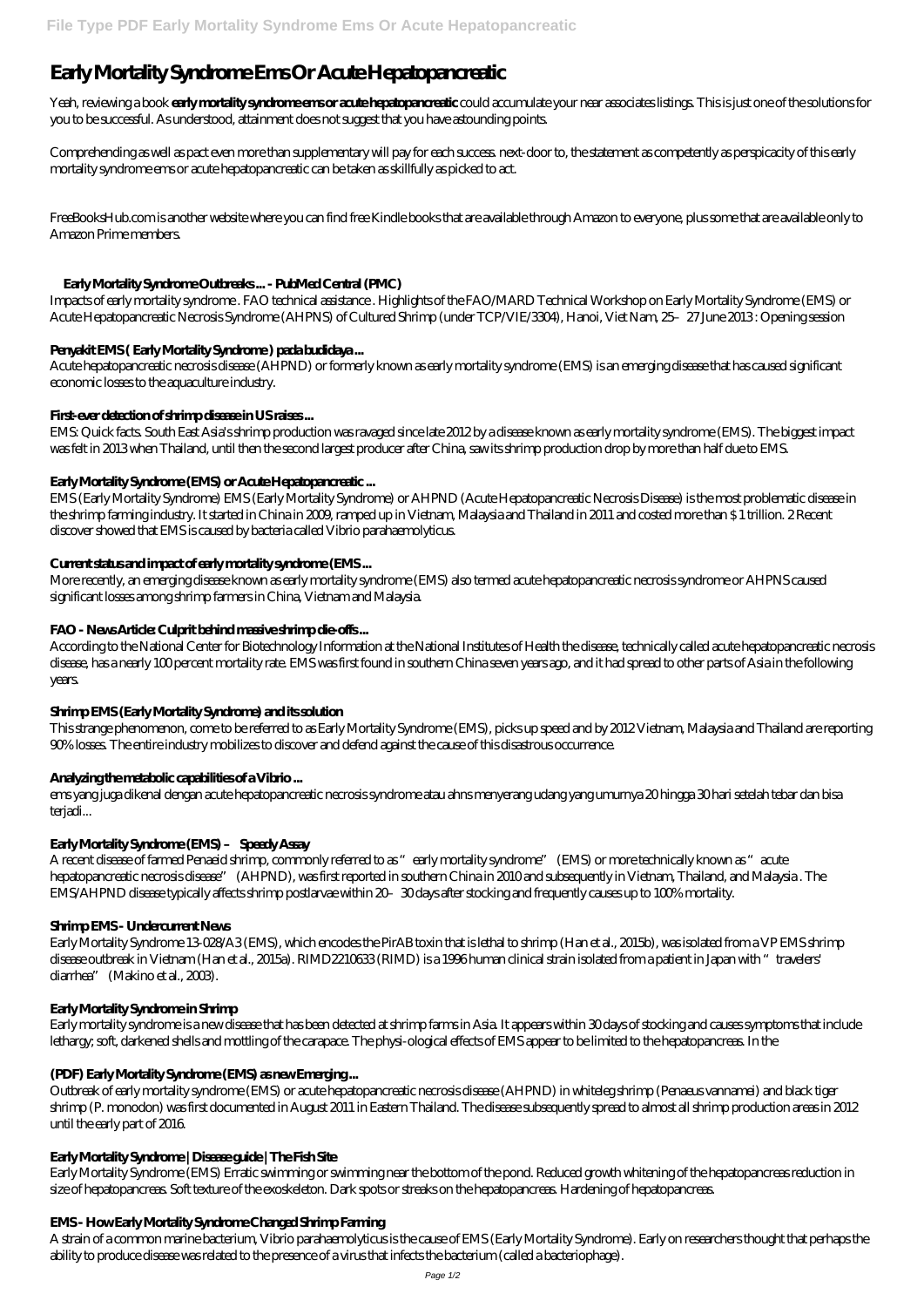# Early Mortality Syndrome Ems Or Acute Hepatopancreatic

Yeah, reviewing a book **early mortality syndrome ems or acute hepatopancreatic** could accumulate your near associates listings. This is just one of the solutions for you to be successful. As understood, attainment does not suggest that you have astounding points.

Comprehending as well as pact even more than supplementary will pay for each success. next-door to, the statement as competently as perspicacity of this early mortality syndrome ems or acute hepatopancreatic can be taken as skillfully as picked to act.

FreeBooksHub.com is another website where you can find free Kindle books that are available through Amazon to everyone, plus some that are available only to Amazon Prime members.

### Early Mortality Syndrome Outbreaks ... - PubMed Central (PMC)

Impacts of early mortality syndrome . FAO technical assistance . Highlights of the FAO/MARD Technical Workshop on Early Mortality Syndrome (EMS) or Acute Hepatopancreatic Necrosis Syndrome (AHPNS) of Cultured Shrimp (under TCP/VIE/3304), Hanoi, Viet Nam, 25–27 June 2013 : Opening session

### Penyakit EMS ( Early Mortality Syndrome ) pada budidaya ...

Acute hepatopancreatic necrosis disease (AHPND) or formerly known as early mortality syndrome (EMS) is an emerging disease that has caused significant economic losses to the aquaculture industry.

### First-ever detection of shrimp disease in US raises ...

EMS: Quick facts. South East Asia's shrimp production was ravaged since late 2012 by a disease known as early mortality syndrome (EMS). The biggest impact was felt in 2013 when Thailand, until then the second largest producer after China, saw its shrimp production drop by more than half due to EMS.

### Early Mortality Syndrome (EMS) or Acute Hepatopancreatic ...

EMS (Early Mortality Syndrome) EMS (Early Mortality Syndrome) or AHPND (Acute Hepatopancreatic Necrosis Disease) is the most problematic disease in the shrimp farming industry. It started in China in 2009, ramped up in Vietnam, Malaysia and Thailand in 2011 and costed more than $ 1 trillion. 2 Recent discover showed that EMS is caused by bacteria called Vibrio parahaemolyticus.

### Current status and impact of early mortality syndrome (EMS ...

More recently, an emerging disease known as early mortality syndrome (EMS) also termed acute hepatopancreatic necrosis syndrome or AHPNS caused significant losses among shrimp farmers in China, Vietnam and Malaysia.

### FAO - News Article: Culprit behind massive shrimp die-offs ...

According to the National Center for Biotechnology Information at the National Institutes of Health the disease, technically called acute hepatopancreatic necrosis disease, has a nearly 100 percent mortality rate. EMS was first found in southern China seven years ago, and it had spread to other parts of Asia in the following years.

### Shrimp EMS (Early Mortality Syndrome) and its solution

This strange phenomenon, come to be referred to as Early Mortality Syndrome (EMS), picks up speed and by 2012 Vietnam, Malaysia and Thailand are reporting 90% losses. The entire industry mobilizes to discover and defend against the cause of this disastrous occurrence.

### Analyzing the metabolic capabilities of a Vibrio ...

ems yang juga dikenal dengan acute hepatopancreatic necrosis syndrome atau ahns menyerang udang yang umumya 20 hingga 30 hari setelah tebar dan bisa terjadi...

### Early Mortality Syndrome (EMS) – Speedy Assay

A recent disease of farmed Penaeid shrimp, commonly referred to as "early mortality syndrome" (EMS) or more technically known as "acute hepatopancreatic necrosis disease" (AHPND), was first reported in southern China in 2010 and subsequently in Vietnam, Thailand, and Malaysia . The EMS/AHPND disease typically affects shrimp postlarvae within 20–30 days after stocking and frequently causes up to 100% mortality.

### Shrimp EMS - Undercurrent News

Early Mortality Syndrome 13-028/A3 (EMS), which encodes the PirAB toxin that is lethal to shrimp (Han et al., 2015b), was isolated from a VP EMS shrimp disease outbreak in Vietnam (Han et al., 2015a). RIMD2210633 (RIMD) is a 1996 human clinical strain isolated from a patient in Japan with "travelers' diarrhea" (Makino et al., 2003).

### Early Mortality Syndrome in Shrimp

Early mortality syndrome is a new disease that has been detected at shrimp farms in Asia. It appears within 30 days of stocking and causes symptoms that include lethargy; soft, darkened shells and mottling of the carapace. The physi-ological effects of EMS appear to be limited to the hepatopancreas. In the

### (PDF) Early Mortality Syndrome (EMS) as new Emerging ...

Outbreak of early mortality syndrome (EMS) or acute hepatopancreatic necrosis disease (AHPND) in whiteleg shrimp (Penaeus vannamei) and black tiger shrimp (P. monodon) was first documented in August 2011 in Eastern Thailand. The disease subsequently spread to almost all shrimp production areas in 2012 until the early part of 2016.

### Early Mortality Syndrome | Disease guide | The Fish Site

Early Mortality Syndrome (EMS) Erratic swimming or swimming near the bottom of the pond. Reduced growth whitening of the hepatopancreas reduction in size of hepatopancreas. Soft texture of the exoskeleton. Dark spots or streaks on the hepatopancreas. Hardening of hepatopancreas.

### EMS - How Early Mortality Syndrome Changed Shrimp Farming

A strain of a common marine bacterium, Vibrio parahaemolyticus is the cause of EMS (Early Mortality Syndrome). Early on researchers thought that perhaps the ability to produce disease was related to the presence of a virus that infects the bacterium (called a bacteriophage).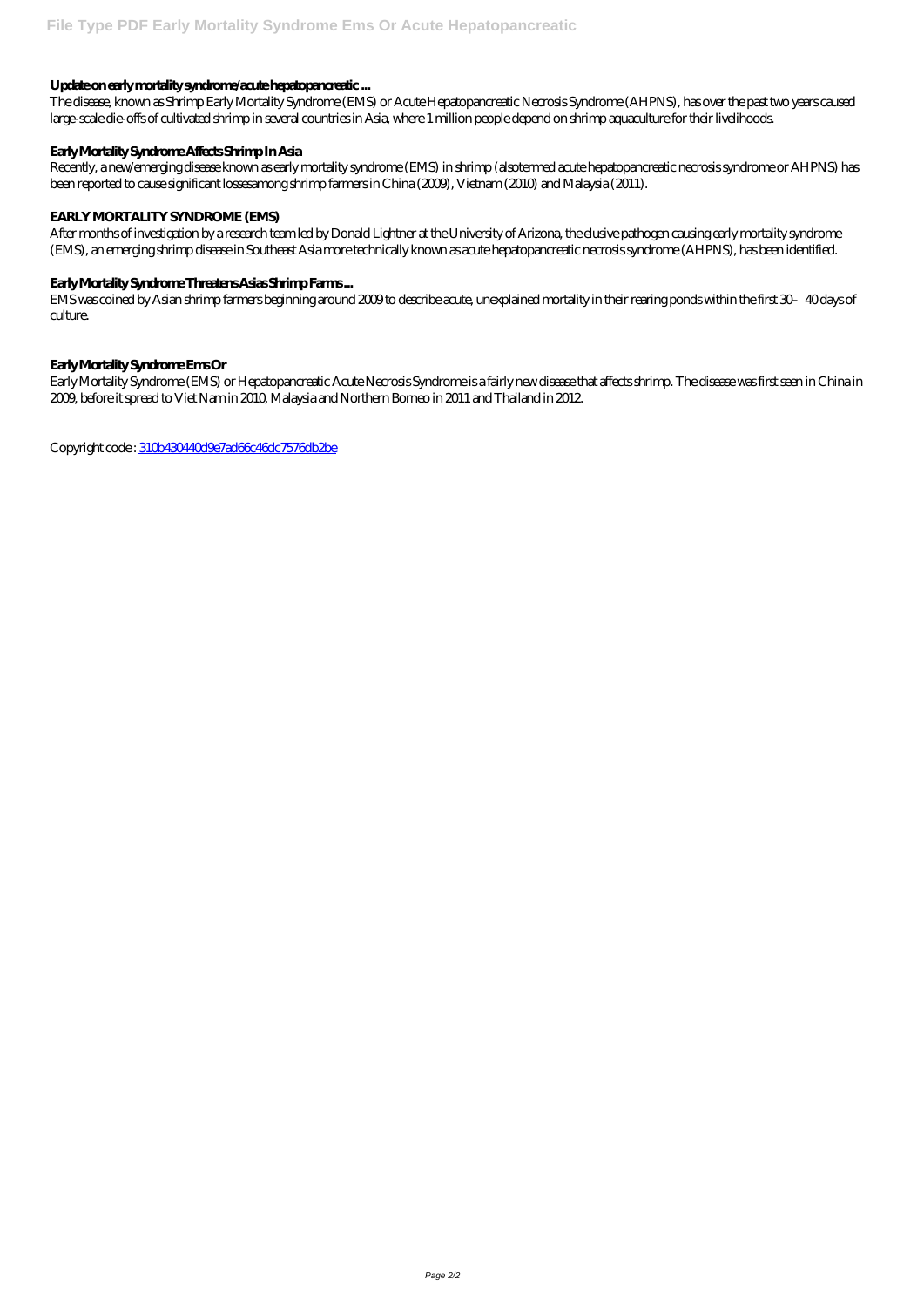**Update on early mortality syndrome/acute hepatopancreatic ...**

The disease, known as Shrimp Early Mortality Syndrome (EMS) or Acute Hepatopancreatic Necrosis Syndrome (AHPNS), has over the past two years caused large-scale die-offs of cultivated shrimp in several countries in Asia, where 1 million people depend on shrimp aquaculture for their livelihoods.

**Early Mortality Syndrome Affects Shrimp In Asia**

Recently, a new/emerging disease known as early mortality syndrome (EMS) in shrimp (alsotermed acute hepatopancreatic necrosis syndrome or AHPNS) has been reported to cause significant lossesamong shrimp farmers in China (2009), Vietnam (2010) and Malaysia (2011).

**EARLY MORTALITY SYNDROME (EMS)**

After months of investigation by a research team led by Donald Lightner at the University of Arizona, the elusive pathogen causing early mortality syndrome (EMS), an emerging shrimp disease in Southeast Asia more technically known as acute hepatopancreatic necrosis syndrome (AHPNS), has been identified.

**Early Mortality Syndrome Threatens Asias Shrimp Farms ...**

EMS was coined by Asian shrimp farmers beginning around 2009 to describe acute, unexplained mortality in their rearing ponds within the first 30–40 days of culture.

**Early Mortality Syndrome Ems Or**

Early Mortality Syndrome (EMS) or Hepatopancreatic Acute Necrosis Syndrome is a fairly new disease that affects shrimp. The disease was first seen in China in 2009, before it spread to Viet Nam in 2010, Malaysia and Northern Borneo in 2011 and Thailand in 2012.

Copyright code : 310b430440d9e7ad66c46dc7576db2be